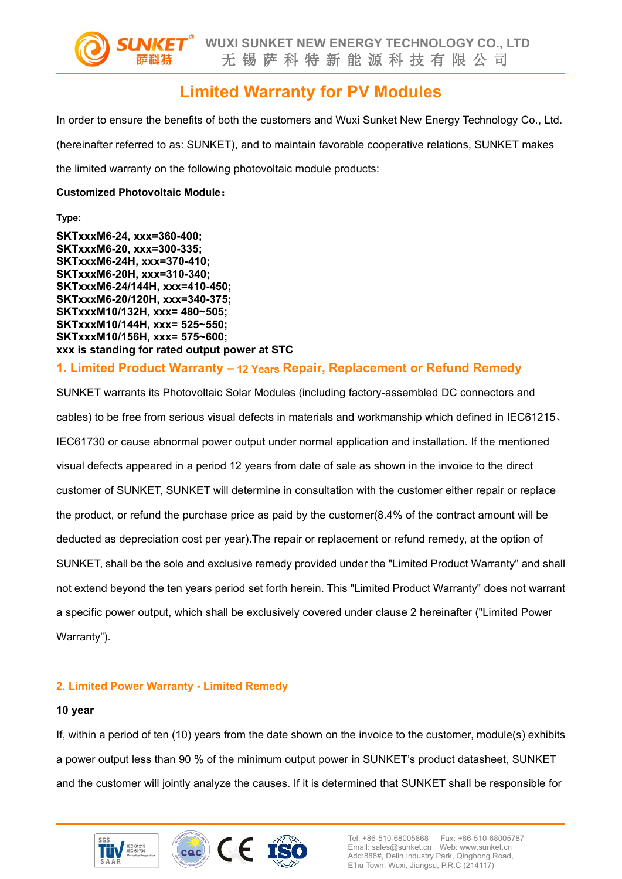# Limited Warranty for PV Modules

In order to ensure the benefits of both the customers and Wuxi Sunket New Energy Technology Co., Ltd. (hereinafter referred to as: SUNKET), and to maintain favorable cooperative relations, SUNKET makes the limited warranty on the following photovoltaic module products:

**Customized Photovoltaic Module：**

**Type:**

**SKTxxxM6-24, xxx=360-400;**
**SKTxxxM6-20, xxx=300-335;**
**SKTxxxM6-24H, xxx=370-410;**
**SKTxxxM6-20H, xxx=310-340;**
**SKTxxxM6-24/144H, xxx=410-450;**
**SKTxxxM6-20/120H, xxx=340-375;**
**SKTxxxM10/132H, xxx= 480~505;**
**SKTxxxM10/144H, xxx= 525~550;**
**SKTxxxM10/156H, xxx= 575~600;**
**xxx is standing for rated output power at STC**

## 1. Limited Product Warranty – 12 Years Repair, Replacement or Refund Remedy

SUNKET warrants its Photovoltaic Solar Modules (including factory-assembled DC connectors and cables) to be free from serious visual defects in materials and workmanship which defined in IEC61215、IEC61730 or cause abnormal power output under normal application and installation. If the mentioned visual defects appeared in a period 12 years from date of sale as shown in the invoice to the direct customer of SUNKET, SUNKET will determine in consultation with the customer either repair or replace the product, or refund the purchase price as paid by the customer(8.4% of the contract amount will be deducted as depreciation cost per year).The repair or replacement or refund remedy, at the option of SUNKET, shall be the sole and exclusive remedy provided under the "Limited Product Warranty" and shall not extend beyond the ten years period set forth herein. This "Limited Product Warranty" does not warrant a specific power output, which shall be exclusively covered under clause 2 hereinafter ("Limited Power Warranty").

## 2. Limited Power Warranty - Limited Remedy

**10 year**

If, within a period of ten (10) years from the date shown on the invoice to the customer, module(s) exhibits a power output less than 90 % of the minimum output power in SUNKET’s product datasheet, SUNKET and the customer will jointly analyze the causes. If it is determined that SUNKET shall be responsible for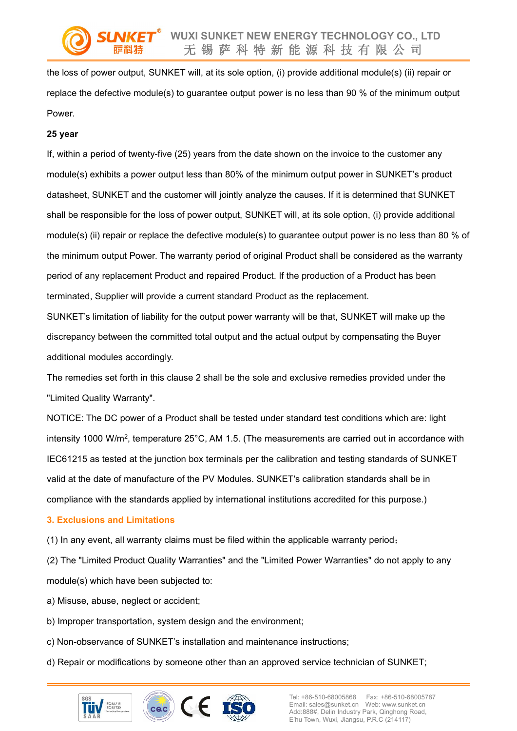the loss of power output, SUNKET will, at its sole option, (i) provide additional module(s) (ii) repair or replace the defective module(s) to guarantee output power is no less than 90 % of the minimum output Power.

**25 year**

If, within a period of twenty-five (25) years from the date shown on the invoice to the customer any module(s) exhibits a power output less than 80% of the minimum output power in SUNKET's product datasheet, SUNKET and the customer will jointly analyze the causes. If it is determined that SUNKET shall be responsible for the loss of power output, SUNKET will, at its sole option, (i) provide additional module(s) (ii) repair or replace the defective module(s) to guarantee output power is no less than 80 % of the minimum output Power. The warranty period of original Product shall be considered as the warranty period of any replacement Product and repaired Product. If the production of a Product has been terminated, Supplier will provide a current standard Product as the replacement.

SUNKET's limitation of liability for the output power warranty will be that, SUNKET will make up the discrepancy between the committed total output and the actual output by compensating the Buyer additional modules accordingly.

The remedies set forth in this clause 2 shall be the sole and exclusive remedies provided under the "Limited Quality Warranty".

NOTICE: The DC power of a Product shall be tested under standard test conditions which are: light intensity 1000 $W/m^2$, temperature 25°C, AM 1.5. (The measurements are carried out in accordance with IEC61215 as tested at the junction box terminals per the calibration and testing standards of SUNKET valid at the date of manufacture of the PV Modules. SUNKET's calibration standards shall be in compliance with the standards applied by international institutions accredited for this purpose.)

## 3. Exclusions and Limitations

(1) In any event, all warranty claims must be filed within the applicable warranty period；

(2) The "Limited Product Quality Warranties" and the "Limited Power Warranties" do not apply to any module(s) which have been subjected to:

a) Misuse, abuse, neglect or accident;

b) Improper transportation, system design and the environment;

c) Non-observance of SUNKET's installation and maintenance instructions;

d) Repair or modifications by someone other than an approved service technician of SUNKET;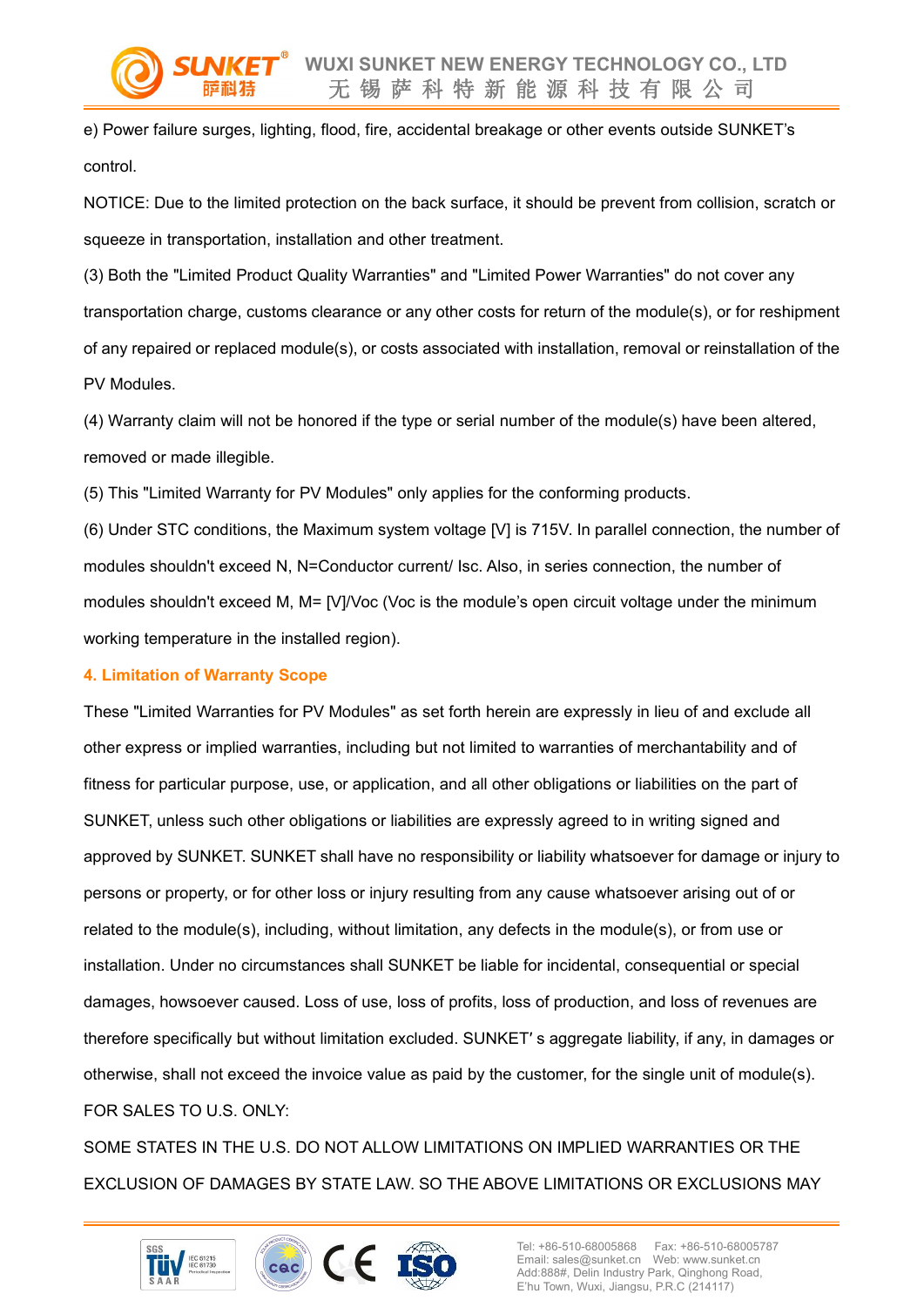e) Power failure surges, lighting, flood, fire, accidental breakage or other events outside SUNKET's control.

NOTICE: Due to the limited protection on the back surface, it should be prevent from collision, scratch or squeeze in transportation, installation and other treatment.

(3) Both the "Limited Product Quality Warranties" and "Limited Power Warranties" do not cover any transportation charge, customs clearance or any other costs for return of the module(s), or for reshipment of any repaired or replaced module(s), or costs associated with installation, removal or reinstallation of the PV Modules.

(4) Warranty claim will not be honored if the type or serial number of the module(s) have been altered, removed or made illegible.

(5) This "Limited Warranty for PV Modules" only applies for the conforming products.

(6) Under STC conditions, the Maximum system voltage [V] is 715V. In parallel connection, the number of modules shouldn't exceed N, N=Conductor current/ Isc. Also, in series connection, the number of modules shouldn't exceed M, M= [V]/Voc (Voc is the module's open circuit voltage under the minimum working temperature in the installed region).

### 4. Limitation of Warranty Scope

These "Limited Warranties for PV Modules" as set forth herein are expressly in lieu of and exclude all other express or implied warranties, including but not limited to warranties of merchantability and of fitness for particular purpose, use, or application, and all other obligations or liabilities on the part of SUNKET, unless such other obligations or liabilities are expressly agreed to in writing signed and approved by SUNKET. SUNKET shall have no responsibility or liability whatsoever for damage or injury to persons or property, or for other loss or injury resulting from any cause whatsoever arising out of or related to the module(s), including, without limitation, any defects in the module(s), or from use or installation. Under no circumstances shall SUNKET be liable for incidental, consequential or special damages, howsoever caused. Loss of use, loss of profits, loss of production, and loss of revenues are therefore specifically but without limitation excluded. SUNKET' s aggregate liability, if any, in damages or otherwise, shall not exceed the invoice value as paid by the customer, for the single unit of module(s).

FOR SALES TO U.S. ONLY:

SOME STATES IN THE U.S. DO NOT ALLOW LIMITATIONS ON IMPLIED WARRANTIES OR THE EXCLUSION OF DAMAGES BY STATE LAW. SO THE ABOVE LIMITATIONS OR EXCLUSIONS MAY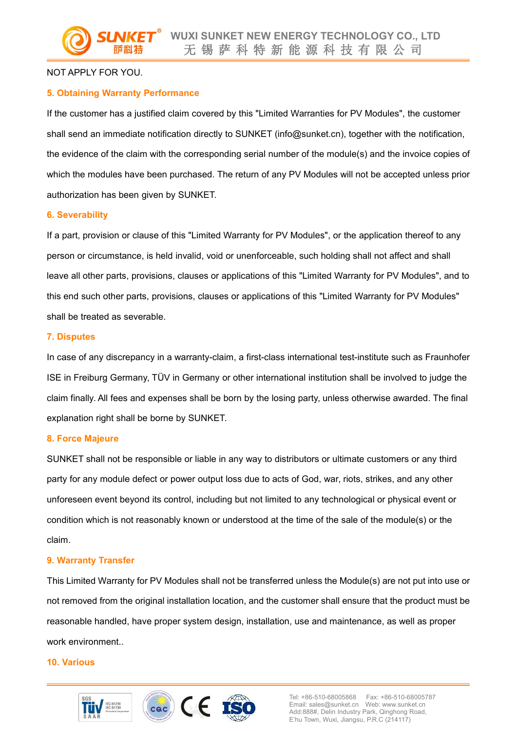NOT APPLY FOR YOU.

## 5. Obtaining Warranty Performance

If the customer has a justified claim covered by this "Limited Warranties for PV Modules", the customer shall send an immediate notification directly to SUNKET (info@sunket.cn), together with the notification, the evidence of the claim with the corresponding serial number of the module(s) and the invoice copies of which the modules have been purchased. The return of any PV Modules will not be accepted unless prior authorization has been given by SUNKET.

## 6. Severability

If a part, provision or clause of this "Limited Warranty for PV Modules", or the application thereof to any person or circumstance, is held invalid, void or unenforceable, such holding shall not affect and shall leave all other parts, provisions, clauses or applications of this "Limited Warranty for PV Modules", and to this end such other parts, provisions, clauses or applications of this "Limited Warranty for PV Modules" shall be treated as severable.

## 7. Disputes

In case of any discrepancy in a warranty-claim, a first-class international test-institute such as Fraunhofer ISE in Freiburg Germany, TÜV in Germany or other international institution shall be involved to judge the claim finally. All fees and expenses shall be born by the losing party, unless otherwise awarded. The final explanation right shall be borne by SUNKET.

## 8. Force Majeure

SUNKET shall not be responsible or liable in any way to distributors or ultimate customers or any third party for any module defect or power output loss due to acts of God, war, riots, strikes, and any other unforeseen event beyond its control, including but not limited to any technological or physical event or condition which is not reasonably known or understood at the time of the sale of the module(s) or the claim.

## 9. Warranty Transfer

This Limited Warranty for PV Modules shall not be transferred unless the Module(s) are not put into use or not removed from the original installation location, and the customer shall ensure that the product must be reasonable handled, have proper system design, installation, use and maintenance, as well as proper work environment..

## 10. Various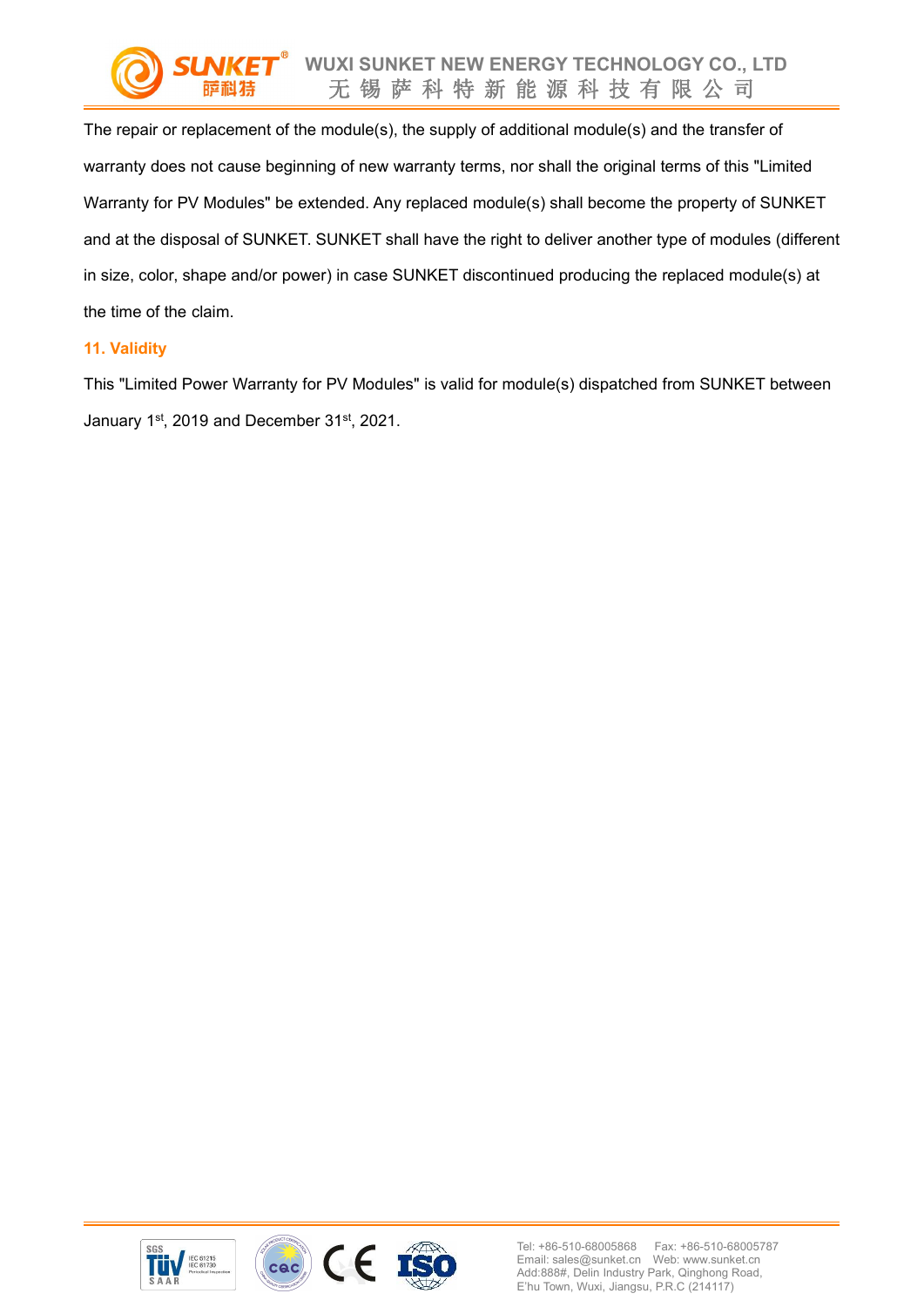The repair or replacement of the module(s), the supply of additional module(s) and the transfer of warranty does not cause beginning of new warranty terms, nor shall the original terms of this "Limited Warranty for PV Modules" be extended. Any replaced module(s) shall become the property of SUNKET and at the disposal of SUNKET. SUNKET shall have the right to deliver another type of modules (different in size, color, shape and/or power) in case SUNKET discontinued producing the replaced module(s) at the time of the claim.

## 11. Validity

This "Limited Power Warranty for PV Modules" is valid for module(s) dispatched from SUNKET between January 1st, 2019 and December 31st, 2021.